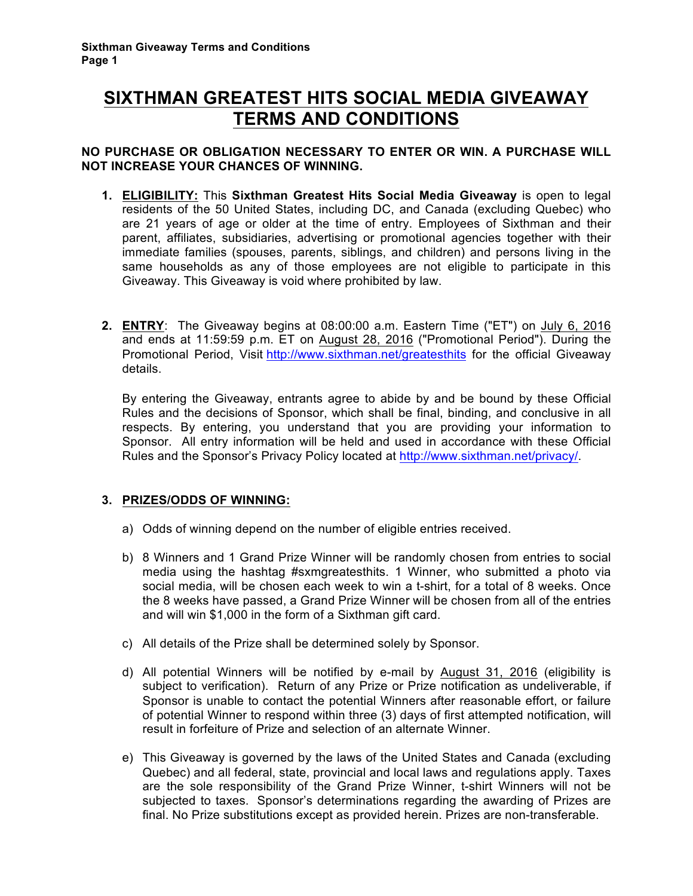# SIXTHMAN GREATEST HITS SOCIAL MEDIA GIVEAWAY TERMS AND CONDITIONS

**NO PURCHASE OR OBLIGATION NECESSARY TO ENTER OR WIN. A PURCHASE WILL NOT INCREASE YOUR CHANCES OF WINNING.**

1. **ELIGIBILITY:** This **Sixthman Greatest Hits Social Media Giveaway** is open to legal residents of the 50 United States, including DC, and Canada (excluding Quebec) who are 21 years of age or older at the time of entry. Employees of Sixthman and their parent, affiliates, subsidiaries, advertising or promotional agencies together with their immediate families (spouses, parents, siblings, and children) and persons living in the same households as any of those employees are not eligible to participate in this Giveaway. This Giveaway is void where prohibited by law.

2. **ENTRY**: The Giveaway begins at 08:00:00 a.m. Eastern Time ("ET") on July 6, 2016 and ends at 11:59:59 p.m. ET on August 28, 2016 ("Promotional Period"). During the Promotional Period, Visit http://www.sixthman.net/greatesthits for the official Giveaway details.

   By entering the Giveaway, entrants agree to abide by and be bound by these Official Rules and the decisions of Sponsor, which shall be final, binding, and conclusive in all respects. By entering, you understand that you are providing your information to Sponsor. All entry information will be held and used in accordance with these Official Rules and the Sponsor's Privacy Policy located at http://www.sixthman.net/privacy/.

3. **PRIZES/ODDS OF WINNING:**

   a) Odds of winning depend on the number of eligible entries received.

   b) 8 Winners and 1 Grand Prize Winner will be randomly chosen from entries to social media using the hashtag #sxmgreatesthits. 1 Winner, who submitted a photo via social media, will be chosen each week to win a t-shirt, for a total of 8 weeks. Once the 8 weeks have passed, a Grand Prize Winner will be chosen from all of the entries and will win $1,000 in the form of a Sixthman gift card.

   c) All details of the Prize shall be determined solely by Sponsor.

   d) All potential Winners will be notified by e-mail by August 31, 2016 (eligibility is subject to verification). Return of any Prize or Prize notification as undeliverable, if Sponsor is unable to contact the potential Winners after reasonable effort, or failure of potential Winner to respond within three (3) days of first attempted notification, will result in forfeiture of Prize and selection of an alternate Winner.

   e) This Giveaway is governed by the laws of the United States and Canada (excluding Quebec) and all federal, state, provincial and local laws and regulations apply. Taxes are the sole responsibility of the Grand Prize Winner, t-shirt Winners will not be subjected to taxes. Sponsor's determinations regarding the awarding of Prizes are final. No Prize substitutions except as provided herein. Prizes are non-transferable.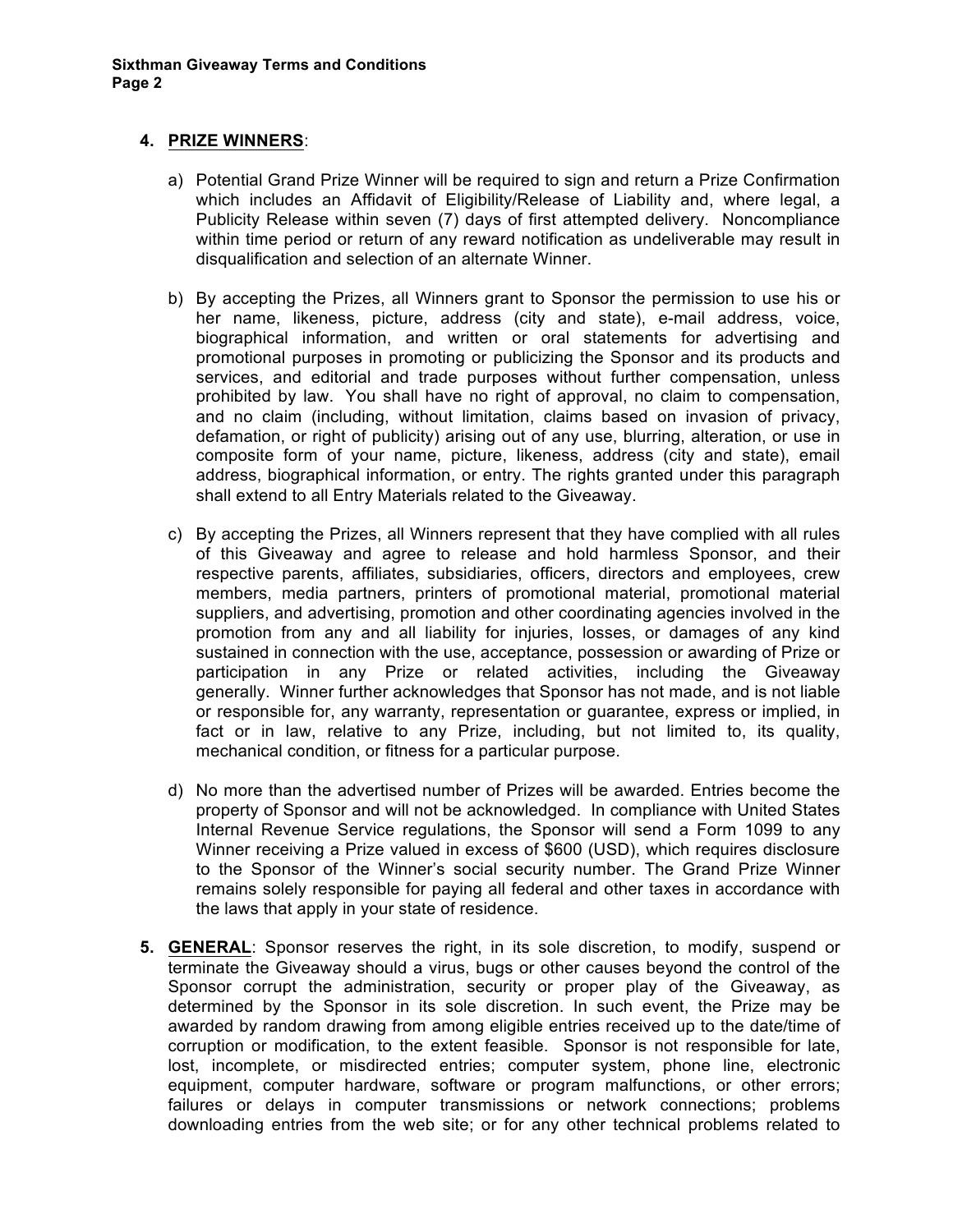4. **PRIZE WINNERS**:

   a) Potential Grand Prize Winner will be required to sign and return a Prize Confirmation which includes an Affidavit of Eligibility/Release of Liability and, where legal, a Publicity Release within seven (7) days of first attempted delivery. Noncompliance within time period or return of any reward notification as undeliverable may result in disqualification and selection of an alternate Winner.

   b) By accepting the Prizes, all Winners grant to Sponsor the permission to use his or her name, likeness, picture, address (city and state), e-mail address, voice, biographical information, and written or oral statements for advertising and promotional purposes in promoting or publicizing the Sponsor and its products and services, and editorial and trade purposes without further compensation, unless prohibited by law. You shall have no right of approval, no claim to compensation, and no claim (including, without limitation, claims based on invasion of privacy, defamation, or right of publicity) arising out of any use, blurring, alteration, or use in composite form of your name, picture, likeness, address (city and state), email address, biographical information, or entry. The rights granted under this paragraph shall extend to all Entry Materials related to the Giveaway.

   c) By accepting the Prizes, all Winners represent that they have complied with all rules of this Giveaway and agree to release and hold harmless Sponsor, and their respective parents, affiliates, subsidiaries, officers, directors and employees, crew members, media partners, printers of promotional material, promotional material suppliers, and advertising, promotion and other coordinating agencies involved in the promotion from any and all liability for injuries, losses, or damages of any kind sustained in connection with the use, acceptance, possession or awarding of Prize or participation in any Prize or related activities, including the Giveaway generally. Winner further acknowledges that Sponsor has not made, and is not liable or responsible for, any warranty, representation or guarantee, express or implied, in fact or in law, relative to any Prize, including, but not limited to, its quality, mechanical condition, or fitness for a particular purpose.

   d) No more than the advertised number of Prizes will be awarded. Entries become the property of Sponsor and will not be acknowledged. In compliance with United States Internal Revenue Service regulations, the Sponsor will send a Form 1099 to any Winner receiving a Prize valued in excess of $600 (USD), which requires disclosure to the Sponsor of the Winner's social security number. The Grand Prize Winner remains solely responsible for paying all federal and other taxes in accordance with the laws that apply in your state of residence.

5. **GENERAL**: Sponsor reserves the right, in its sole discretion, to modify, suspend or terminate the Giveaway should a virus, bugs or other causes beyond the control of the Sponsor corrupt the administration, security or proper play of the Giveaway, as determined by the Sponsor in its sole discretion. In such event, the Prize may be awarded by random drawing from among eligible entries received up to the date/time of corruption or modification, to the extent feasible. Sponsor is not responsible for late, lost, incomplete, or misdirected entries; computer system, phone line, electronic equipment, computer hardware, software or program malfunctions, or other errors; failures or delays in computer transmissions or network connections; problems downloading entries from the web site; or for any other technical problems related to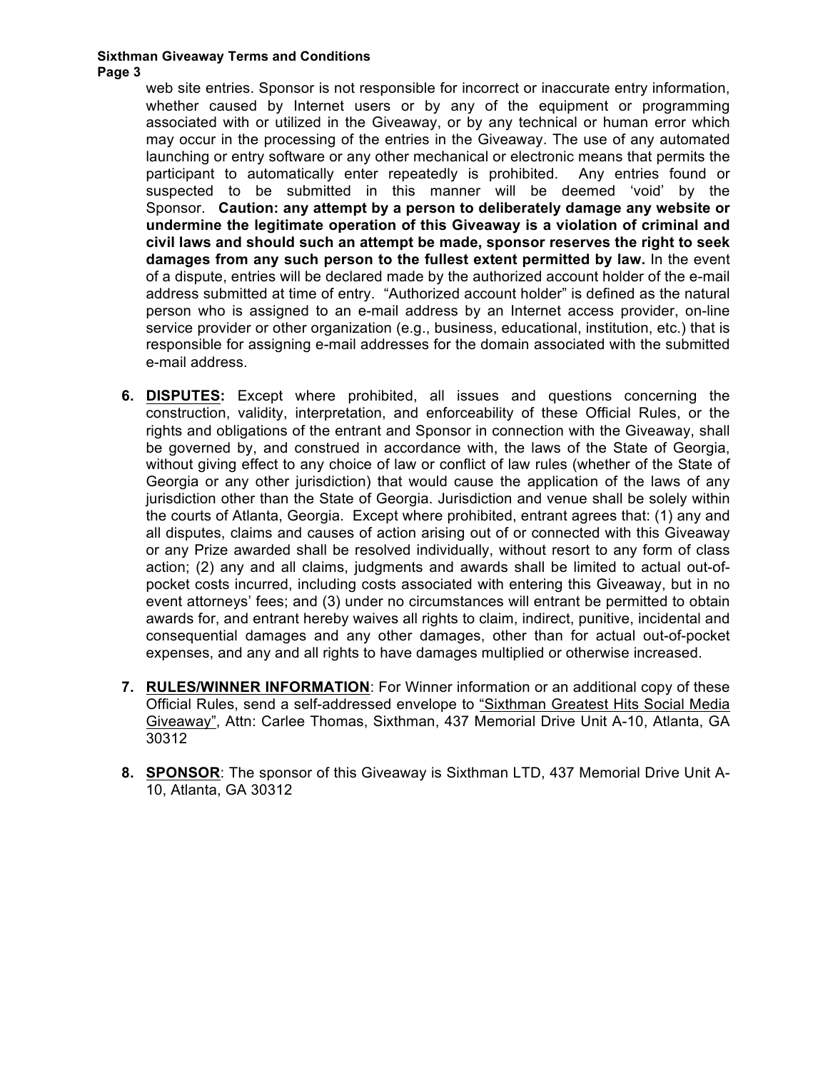web site entries. Sponsor is not responsible for incorrect or inaccurate entry information, whether caused by Internet users or by any of the equipment or programming associated with or utilized in the Giveaway, or by any technical or human error which may occur in the processing of the entries in the Giveaway. The use of any automated launching or entry software or any other mechanical or electronic means that permits the participant to automatically enter repeatedly is prohibited. Any entries found or suspected to be submitted in this manner will be deemed 'void' by the Sponsor. **Caution: any attempt by a person to deliberately damage any website or undermine the legitimate operation of this Giveaway is a violation of criminal and civil laws and should such an attempt be made, sponsor reserves the right to seek damages from any such person to the fullest extent permitted by law.** In the event of a dispute, entries will be declared made by the authorized account holder of the e-mail address submitted at time of entry. "Authorized account holder" is defined as the natural person who is assigned to an e-mail address by an Internet access provider, on-line service provider or other organization (e.g., business, educational, institution, etc.) that is responsible for assigning e-mail addresses for the domain associated with the submitted e-mail address.

6. **DISPUTES:** Except where prohibited, all issues and questions concerning the construction, validity, interpretation, and enforceability of these Official Rules, or the rights and obligations of the entrant and Sponsor in connection with the Giveaway, shall be governed by, and construed in accordance with, the laws of the State of Georgia, without giving effect to any choice of law or conflict of law rules (whether of the State of Georgia or any other jurisdiction) that would cause the application of the laws of any jurisdiction other than the State of Georgia. Jurisdiction and venue shall be solely within the courts of Atlanta, Georgia. Except where prohibited, entrant agrees that: (1) any and all disputes, claims and causes of action arising out of or connected with this Giveaway or any Prize awarded shall be resolved individually, without resort to any form of class action; (2) any and all claims, judgments and awards shall be limited to actual out-of-pocket costs incurred, including costs associated with entering this Giveaway, but in no event attorneys' fees; and (3) under no circumstances will entrant be permitted to obtain awards for, and entrant hereby waives all rights to claim, indirect, punitive, incidental and consequential damages and any other damages, other than for actual out-of-pocket expenses, and any and all rights to have damages multiplied or otherwise increased.

7. **RULES/WINNER INFORMATION**: For Winner information or an additional copy of these Official Rules, send a self-addressed envelope to "Sixthman Greatest Hits Social Media Giveaway", Attn: Carlee Thomas, Sixthman, 437 Memorial Drive Unit A-10, Atlanta, GA 30312

8. **SPONSOR**: The sponsor of this Giveaway is Sixthman LTD, 437 Memorial Drive Unit A-10, Atlanta, GA 30312